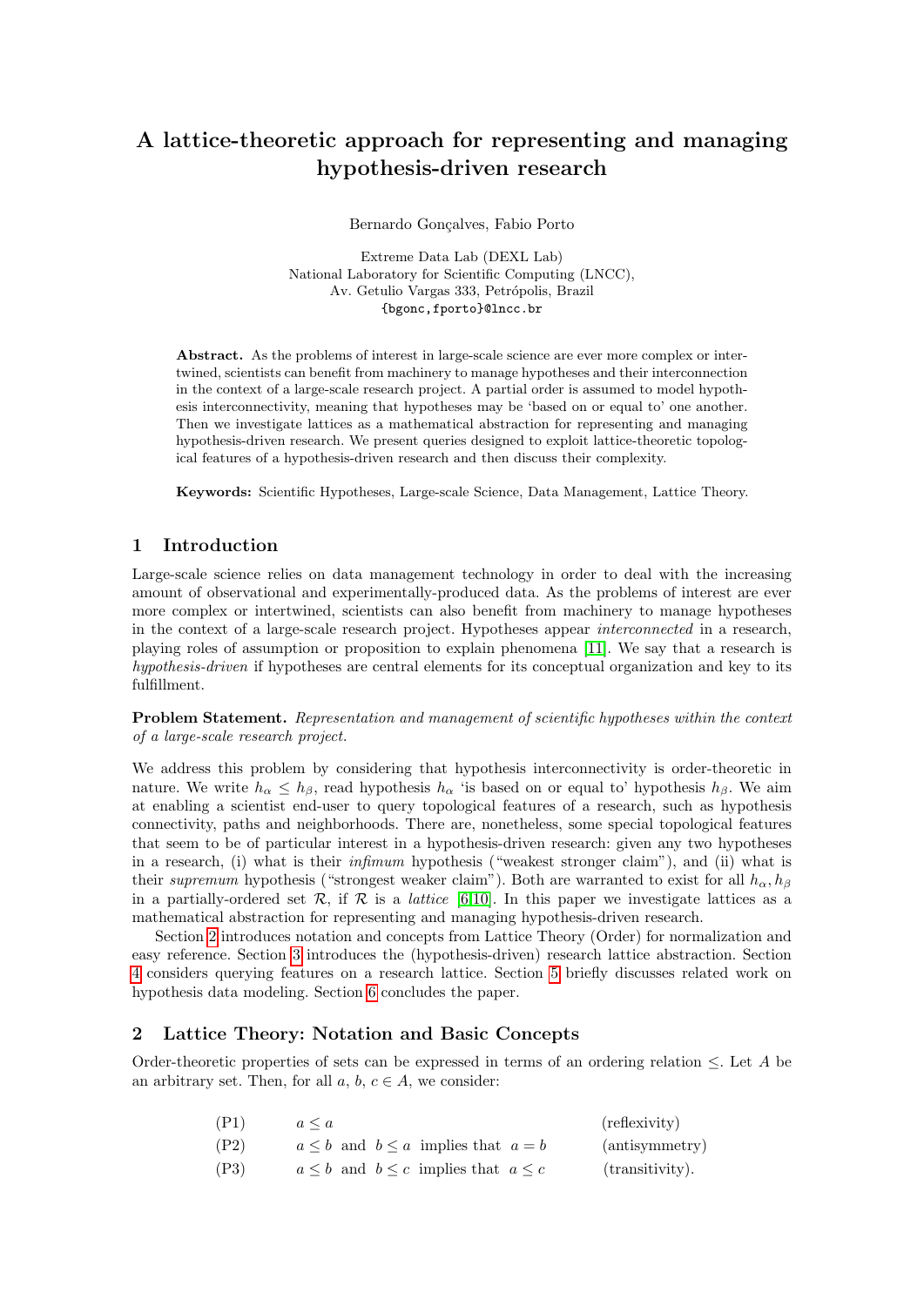# A lattice-theoretic approach for representing and managing hypothesis-driven research

Bernardo Gonçalves, Fabio Porto

Extreme Data Lab (DEXL Lab)
National Laboratory for Scientific Computing (LNCC),
Av. Getulio Vargas 333, Petrópolis, Brazil
{bgonc,fporto}@lncc.br

**Abstract.** As the problems of interest in large-scale science are ever more complex or intertwined, scientists can benefit from machinery to manage hypotheses and their interconnection in the context of a large-scale research project. A partial order is assumed to model hypothesis interconnectivity, meaning that hypotheses may be 'based on or equal to' one another. Then we investigate lattices as a mathematical abstraction for representing and managing hypothesis-driven research. We present queries designed to exploit lattice-theoretic topological features of a hypothesis-driven research and then discuss their complexity.

**Keywords:** Scientific Hypotheses, Large-scale Science, Data Management, Lattice Theory.

## 1 Introduction

Large-scale science relies on data management technology in order to deal with the increasing amount of observational and experimentally-produced data. As the problems of interest are ever more complex or intertwined, scientists can also benefit from machinery to manage hypotheses in the context of a large-scale research project. Hypotheses appear *interconnected* in a research, playing roles of assumption or proposition to explain phenomena [11]. We say that a research is *hypothesis-driven* if hypotheses are central elements for its conceptual organization and key to its fulfillment.

**Problem Statement.** *Representation and management of scientific hypotheses within the context of a large-scale research project.*

We address this problem by considering that hypothesis interconnectivity is order-theoretic in nature. We write $h_\alpha \leq h_\beta$, read hypothesis $h_\alpha$ 'is based on or equal to' hypothesis $h_\beta$. We aim at enabling a scientist end-user to query topological features of a research, such as hypothesis connectivity, paths and neighborhoods. There are, nonetheless, some special topological features that seem to be of particular interest in a hypothesis-driven research: given any two hypotheses in a research, (i) what is their *infimum* hypothesis ("weakest stronger claim"), and (ii) what is their *supremum* hypothesis ("strongest weaker claim"). Both are warranted to exist for all $h_\alpha, h_\beta$ in a partially-ordered set $\mathcal{R}$, if $\mathcal{R}$ is a *lattice* [6,10]. In this paper we investigate lattices as a mathematical abstraction for representing and managing hypothesis-driven research.

Section 2 introduces notation and concepts from Lattice Theory (Order) for normalization and easy reference. Section 3 introduces the (hypothesis-driven) research lattice abstraction. Section 4 considers querying features on a research lattice. Section 5 briefly discusses related work on hypothesis data modeling. Section 6 concludes the paper.

## 2 Lattice Theory: Notation and Basic Concepts

Order-theoretic properties of sets can be expressed in terms of an ordering relation $\leq$. Let $A$ be an arbitrary set. Then, for all $a, b, c \in A$, we consider:

| | | |
|---|---|---|
| (P1) | $a \leq a$ | (reflexivity) |
| (P2) | $a \leq b$ and $b \leq a$ implies that $a = b$ | (antisymmetry) |
| (P3) | $a \leq b$ and $b \leq c$ implies that $a \leq c$ | (transitivity). |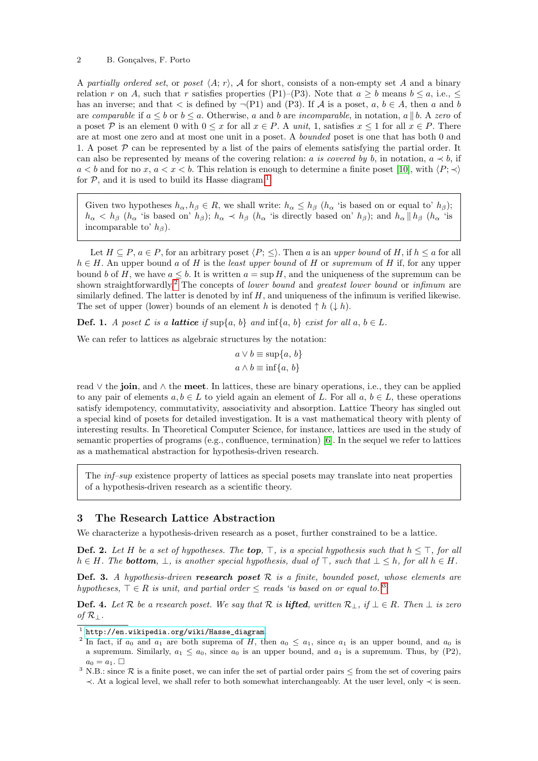A *partially ordered set*, or *poset* $\langle A; r \rangle$, $\mathcal{A}$ for short, consists of a non-empty set $A$ and a binary relation $r$ on $A$, such that $r$ satisfies properties (P1)–(P3). Note that $a \geq b$ means $b \leq a$, i.e., $\leq$ has an inverse; and that $<$ is defined by $\neg$(P1) and (P3). If $\mathcal{A}$ is a poset, $a, b \in A$, then $a$ and $b$ are *comparable* if $a \leq b$ or $b \leq a$. Otherwise, $a$ and $b$ are *incomparable*, in notation, $a \parallel b$. A *zero* of a poset $\mathcal{P}$ is an element 0 with $0 \leq x$ for all $x \in P$. A *unit*, 1, satisfies $x \leq 1$ for all $x \in P$. There are at most one zero and at most one unit in a poset. A *bounded* poset is one that has both 0 and 1. A poset $\mathcal{P}$ can be represented by a list of the pairs of elements satisfying the partial order. It can also be represented by means of the covering relation: *a is covered by b*, in notation, $a \prec b$, if $a < b$ and for no $x$, $a < x < b$. This relation is enough to determine a finite poset [10], with $\langle P; \prec \rangle$ for $\mathcal{P}$, and it is used to build its Hasse diagram.[1]

> Given two hypotheses $h_\alpha, h_\beta \in R$, we shall write: $h_\alpha \leq h_\beta$ ($h_\alpha$ 'is based on or equal to' $h_\beta$); $h_\alpha < h_\beta$ ($h_\alpha$ 'is based on' $h_\beta$); $h_\alpha \prec h_\beta$ ($h_\alpha$ 'is directly based on' $h_\beta$); and $h_\alpha \parallel h_\beta$ ($h_\alpha$ 'is incomparable to' $h_\beta$).

Let $H \subseteq P$, $a \in P$, for an arbitrary poset $\langle P; \leq \rangle$. Then $a$ is an *upper bound* of $H$, if $h \leq a$ for all $h \in H$. An upper bound $a$ of $H$ is the *least upper bound* of $H$ or *supremum* of $H$ if, for any upper bound $b$ of $H$, we have $a \leq b$. It is written $a = \sup H$, and the uniqueness of the supremum can be shown straightforwardly.[2] The concepts of *lower bound* and *greatest lower bound* or *infimum* are similarly defined. The latter is denoted by $\inf H$, and uniqueness of the infimum is verified likewise. The set of upper (lower) bounds of an element $h$ is denoted $\uparrow h$ ($\downarrow h$).

**Def. 1.** *A poset $\mathcal{L}$ is a* ***lattice*** *if* $\sup\{a, b\}$ *and* $\inf\{a, b\}$ *exist for all* $a, b \in L$.

We can refer to lattices as algebraic structures by the notation:

$$a \vee b \equiv \sup\{a, b\}$$
$$a \wedge b \equiv \inf\{a, b\}$$

read $\vee$ the **join**, and $\wedge$ the **meet**. In lattices, these are binary operations, i.e., they can be applied to any pair of elements $a, b \in L$ to yield again an element of $L$. For all $a, b \in L$, these operations satisfy idempotency, commutativity, associativity and absorption. Lattice Theory has singled out a special kind of posets for detailed investigation. It is a vast mathematical theory with plenty of interesting results. In Theoretical Computer Science, for instance, lattices are used in the study of semantic properties of programs (e.g., confluence, termination) [6]. In the sequel we refer to lattices as a mathematical abstraction for hypothesis-driven research.

> The *inf–sup* existence property of lattices as special posets may translate into neat properties of a hypothesis-driven research as a scientific theory.

## 3 The Research Lattice Abstraction

We characterize a hypothesis-driven research as a poset, further constrained to be a lattice.

**Def. 2.** *Let $H$ be a set of hypotheses. The* ***top***, $\top$, *is a special hypothesis such that $h \leq \top$, for all $h \in H$. The* ***bottom***, $\bot$, *is another special hypothesis, dual of $\top$, such that $\bot \leq h$, for all $h \in H$.*

**Def. 3.** *A hypothesis-driven* ***research poset*** $\mathcal{R}$ *is a finite, bounded poset, whose elements are hypotheses, $\top \in R$ is unit, and partial order $\leq$ reads 'is based on or equal to.'*[3]

**Def. 4.** *Let $\mathcal{R}$ be a research poset. We say that $\mathcal{R}$ is* ***lifted***, *written $\mathcal{R}_\bot$, if $\bot \in R$. Then $\bot$ is zero of $\mathcal{R}_\bot$.*

---

[1] http://en.wikipedia.org/wiki/Hasse_diagram

[2] In fact, if $a_0$ and $a_1$ are both suprema of $H$, then $a_0 \leq a_1$, since $a_1$ is an upper bound, and $a_0$ is a supremum. Similarly, $a_1 \leq a_0$, since $a_0$ is an upper bound, and $a_1$ is a supremum. Thus, by (P2), $a_0 = a_1$. □

[3] N.B.: since $\mathcal{R}$ is a finite poset, we can infer the set of partial order pairs $\leq$ from the set of covering pairs $\prec$. At a logical level, we shall refer to both somewhat interchangeably. At the user level, only $\prec$ is seen.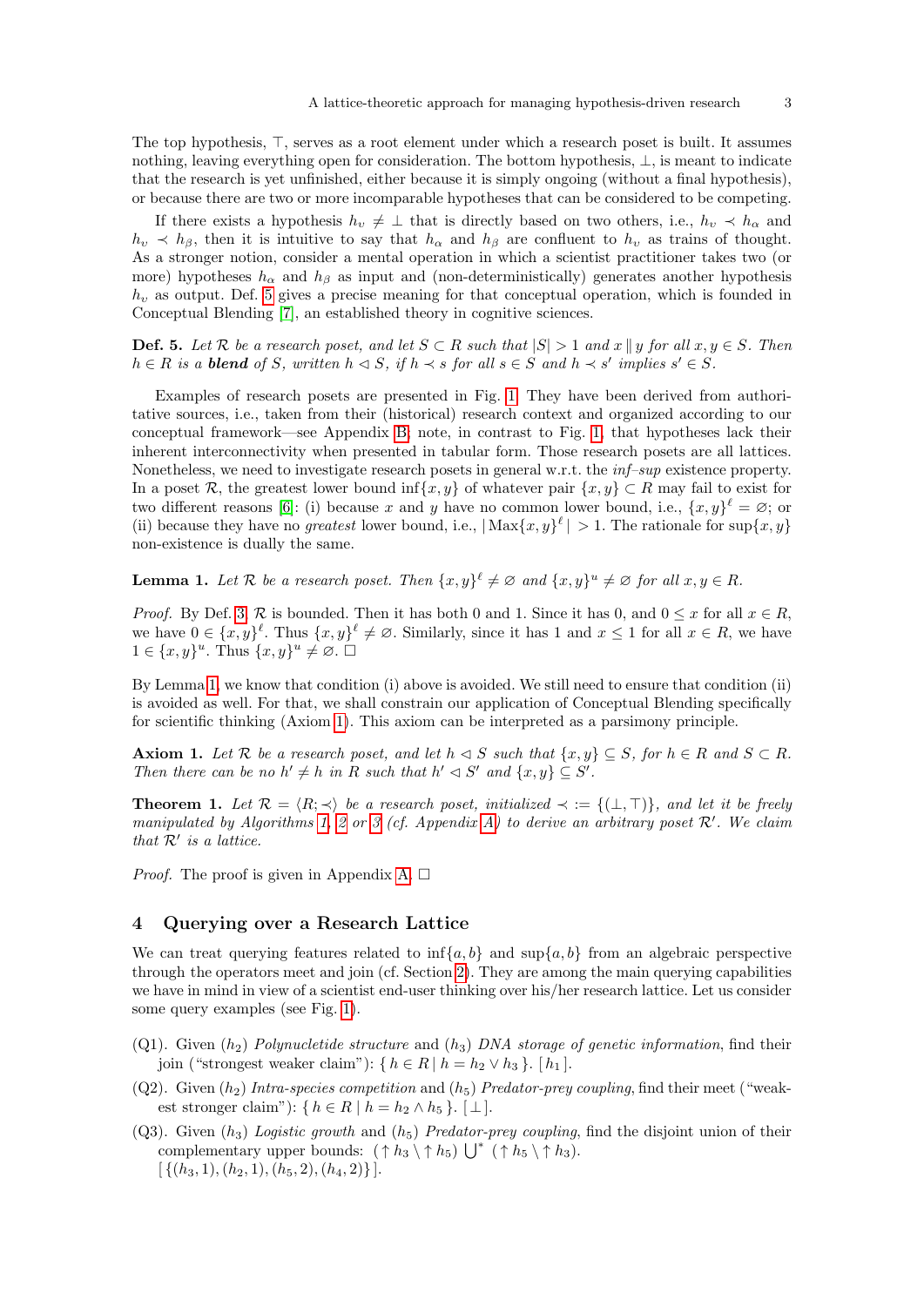The top hypothesis, $\top$, serves as a root element under which a research poset is built. It assumes nothing, leaving everything open for consideration. The bottom hypothesis, $\bot$, is meant to indicate that the research is yet unfinished, either because it is simply ongoing (without a final hypothesis), or because there are two or more incomparable hypotheses that can be considered to be competing.

If there exists a hypothesis $h_\upsilon \neq \bot$ that is directly based on two others, i.e., $h_\upsilon \prec h_\alpha$ and $h_\upsilon \prec h_\beta$, then it is intuitive to say that $h_\alpha$ and $h_\beta$ are confluent to $h_\upsilon$ as trains of thought. As a stronger notion, consider a mental operation in which a scientist practitioner takes two (or more) hypotheses $h_\alpha$ and $h_\beta$ as input and (non-deterministically) generates another hypothesis $h_\upsilon$ as output. Def. 5 gives a precise meaning for that conceptual operation, which is founded in Conceptual Blending [7], an established theory in cognitive sciences.

**Def. 5.** *Let $\mathcal{R}$ be a research poset, and let $S \subset R$ such that $|S| > 1$ and $x \parallel y$ for all $x, y \in S$. Then $h \in R$ is a **blend** of $S$, written $h \lhd S$, if $h \prec s$ for all $s \in S$ and $h \prec s'$ implies $s' \in S$.*

Examples of research posets are presented in Fig. 1. They have been derived from authoritative sources, i.e., taken from their (historical) research context and organized according to our conceptual framework—see Appendix B; note, in contrast to Fig. 1, that hypotheses lack their inherent interconnectivity when presented in tabular form. Those research posets are all lattices. Nonetheless, we need to investigate research posets in general w.r.t. the *inf–sup* existence property. In a poset $\mathcal{R}$, the greatest lower bound $\inf\{x, y\}$ of whatever pair $\{x, y\} \subset R$ may fail to exist for two different reasons [6]: (i) because $x$ and $y$ have no common lower bound, i.e., $\{x, y\}^\ell = \varnothing$; or (ii) because they have no *greatest* lower bound, i.e., $|\operatorname{Max}\{x, y\}^\ell| > 1$. The rationale for $\sup\{x, y\}$ non-existence is dually the same.

**Lemma 1.** *Let $\mathcal{R}$ be a research poset. Then $\{x, y\}^\ell \neq \varnothing$ and $\{x, y\}^u \neq \varnothing$ for all $x, y \in R$.*

*Proof.* By Def. 3, $\mathcal{R}$ is bounded. Then it has both 0 and 1. Since it has 0, and $0 \leq x$ for all $x \in R$, we have $0 \in \{x, y\}^\ell$. Thus $\{x, y\}^\ell \neq \varnothing$. Similarly, since it has 1 and $x \leq 1$ for all $x \in R$, we have $1 \in \{x, y\}^u$. Thus $\{x, y\}^u \neq \varnothing$. □

By Lemma 1, we know that condition (i) above is avoided. We still need to ensure that condition (ii) is avoided as well. For that, we shall constrain our application of Conceptual Blending specifically for scientific thinking (Axiom 1). This axiom can be interpreted as a parsimony principle.

**Axiom 1.** *Let $\mathcal{R}$ be a research poset, and let $h \lhd S$ such that $\{x, y\} \subseteq S$, for $h \in R$ and $S \subset R$. Then there can be no $h' \neq h$ in $R$ such that $h' \lhd S'$ and $\{x, y\} \subseteq S'$.*

**Theorem 1.** *Let $\mathcal{R} = \langle R; \prec \rangle$ be a research poset, initialized $\prec := \{(\bot, \top)\}$, and let it be freely manipulated by Algorithms 1, 2 or 3 (cf. Appendix A) to derive an arbitrary poset $\mathcal{R}'$. We claim that $\mathcal{R}'$ is a lattice.*

*Proof.* The proof is given in Appendix A. □

## 4 Querying over a Research Lattice

We can treat querying features related to $\inf\{a, b\}$ and $\sup\{a, b\}$ from an algebraic perspective through the operators meet and join (cf. Section 2). They are among the main querying capabilities we have in mind in view of a scientist end-user thinking over his/her research lattice. Let us consider some query examples (see Fig. 1).

- (Q1). Given ($h_2$) *Polynucletide structure* and ($h_3$) *DNA storage of genetic information*, find their join ("strongest weaker claim"): $\{\, h \in R \mid h = h_2 \vee h_3 \,\}$. $[\, h_1 \,]$.
- (Q2). Given ($h_2$) *Intra-species competition* and ($h_5$) *Predator-prey coupling*, find their meet ("weakest stronger claim"): $\{\, h \in R \mid h = h_2 \wedge h_5 \,\}$. $[\, \bot \,]$.
- (Q3). Given ($h_3$) *Logistic growth* and ($h_5$) *Predator-prey coupling*, find the disjoint union of their complementary upper bounds: $(\uparrow h_3 \setminus \uparrow h_5) \bigcup^{*} (\uparrow h_5 \setminus \uparrow h_3)$. $[\, \{(h_3, 1), (h_2, 1), (h_5, 2), (h_4, 2)\} \,]$.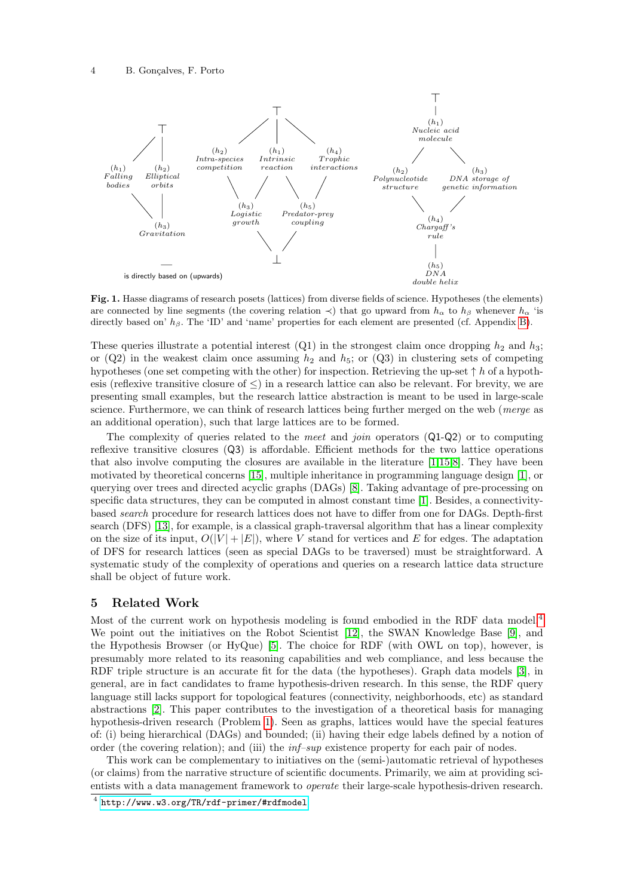Fig. 1. Hasse diagrams of research posets (lattices) from diverse fields of science. Hypotheses (the elements) are connected by line segments (the covering relation $\prec$) that go upward from $h_\alpha$ to $h_\beta$ whenever $h_\alpha$ 'is directly based on' $h_\beta$. The 'ID' and 'name' properties for each element are presented (cf. Appendix B).

These queries illustrate a potential interest (Q1) in the strongest claim once dropping $h_2$ and $h_3$; or (Q2) in the weakest claim once assuming $h_2$ and $h_5$; or (Q3) in clustering sets of competing hypotheses (one set competing with the other) for inspection. Retrieving the up-set $\uparrow h$ of a hypothesis (reflexive transitive closure of $\leq$) in a research lattice can also be relevant. For brevity, we are presenting small examples, but the research lattice abstraction is meant to be used in large-scale science. Furthermore, we can think of research lattices being further merged on the web (*merge* as an additional operation), such that large lattices are to be formed.

The complexity of queries related to the *meet* and *join* operators (Q1-Q2) or to computing reflexive transitive closures (Q3) is affordable. Efficient methods for the two lattice operations that also involve computing the closures are available in the literature [1,15,8]. They have been motivated by theoretical concerns [15], multiple inheritance in programming language design [1], or querying over trees and directed acyclic graphs (DAGs) [8]. Taking advantage of pre-processing on specific data structures, they can be computed in almost constant time [1]. Besides, a connectivity-based *search* procedure for research lattices does not have to differ from one for DAGs. Depth-first search (DFS) [13], for example, is a classical graph-traversal algorithm that has a linear complexity on the size of its input, $O(|V| + |E|)$, where $V$ stand for vertices and $E$ for edges. The adaptation of DFS for research lattices (seen as special DAGs to be traversed) must be straightforward. A systematic study of the complexity of operations and queries on a research lattice data structure shall be object of future work.

## 5 Related Work

Most of the current work on hypothesis modeling is found embodied in the RDF data model.[4] We point out the initiatives on the Robot Scientist [12], the SWAN Knowledge Base [9], and the Hypothesis Browser (or HyQue) [5]. The choice for RDF (with OWL on top), however, is presumably more related to its reasoning capabilities and web compliance, and less because the RDF triple structure is an accurate fit for the data (the hypotheses). Graph data models [3], in general, are in fact candidates to frame hypothesis-driven research. In this sense, the RDF query language still lacks support for topological features (connectivity, neighborhoods, etc) as standard abstractions [2]. This paper contributes to the investigation of a theoretical basis for managing hypothesis-driven research (Problem 1). Seen as graphs, lattices would have the special features of: (i) being hierarchical (DAGs) and bounded; (ii) having their edge labels defined by a notion of order (the covering relation); and (iii) the *inf–sup* existence property for each pair of nodes.

This work can be complementary to initiatives on the (semi-)automatic retrieval of hypotheses (or claims) from the narrative structure of scientific documents. Primarily, we aim at providing scientists with a data management framework to *operate* their large-scale hypothesis-driven research.

[4] http://www.w3.org/TR/rdf-primer/#rdfmodel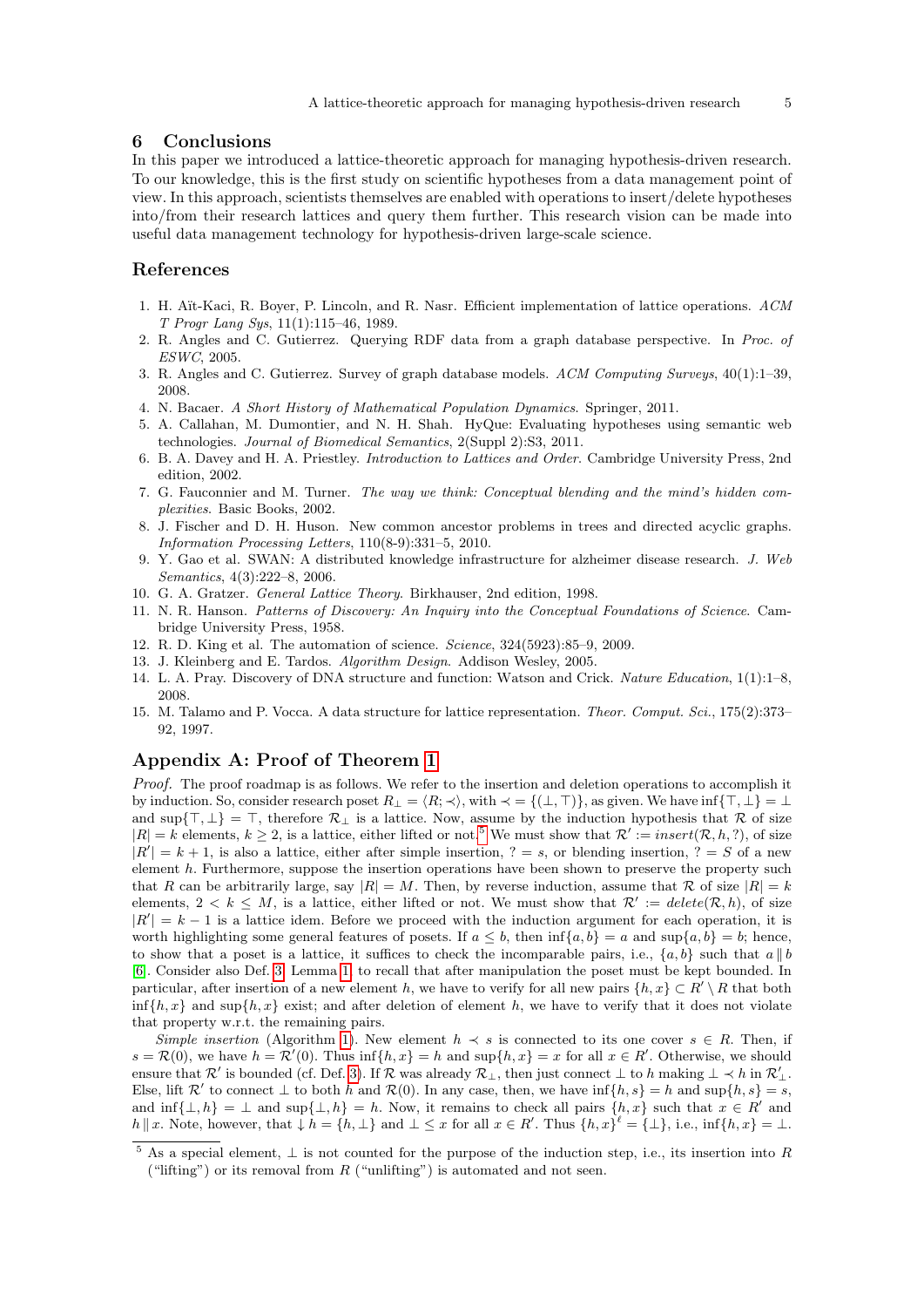## 6 Conclusions

In this paper we introduced a lattice-theoretic approach for managing hypothesis-driven research. To our knowledge, this is the first study on scientific hypotheses from a data management point of view. In this approach, scientists themselves are enabled with operations to insert/delete hypotheses into/from their research lattices and query them further. This research vision can be made into useful data management technology for hypothesis-driven large-scale science.

## References

1. H. Aït-Kaci, R. Boyer, P. Lincoln, and R. Nasr. Efficient implementation of lattice operations. *ACM T Progr Lang Sys*, 11(1):115–46, 1989.
2. R. Angles and C. Gutierrez. Querying RDF data from a graph database perspective. In *Proc. of ESWC*, 2005.
3. R. Angles and C. Gutierrez. Survey of graph database models. *ACM Computing Surveys*, 40(1):1–39, 2008.
4. N. Bacaer. *A Short History of Mathematical Population Dynamics*. Springer, 2011.
5. A. Callahan, M. Dumontier, and N. H. Shah. HyQue: Evaluating hypotheses using semantic web technologies. *Journal of Biomedical Semantics*, 2(Suppl 2):S3, 2011.
6. B. A. Davey and H. A. Priestley. *Introduction to Lattices and Order*. Cambridge University Press, 2nd edition, 2002.
7. G. Fauconnier and M. Turner. *The way we think: Conceptual blending and the mind's hidden complexities*. Basic Books, 2002.
8. J. Fischer and D. H. Huson. New common ancestor problems in trees and directed acyclic graphs. *Information Processing Letters*, 110(8-9):331–5, 2010.
9. Y. Gao et al. SWAN: A distributed knowledge infrastructure for alzheimer disease research. *J. Web Semantics*, 4(3):222–8, 2006.
10. G. A. Gratzer. *General Lattice Theory*. Birkhauser, 2nd edition, 1998.
11. N. R. Hanson. *Patterns of Discovery: An Inquiry into the Conceptual Foundations of Science*. Cambridge University Press, 1958.
12. R. D. King et al. The automation of science. *Science*, 324(5923):85–9, 2009.
13. J. Kleinberg and E. Tardos. *Algorithm Design*. Addison Wesley, 2005.
14. L. A. Pray. Discovery of DNA structure and function: Watson and Crick. *Nature Education*, 1(1):1–8, 2008.
15. M. Talamo and P. Vocca. A data structure for lattice representation. *Theor. Comput. Sci.*, 175(2):373–92, 1997.

## Appendix A: Proof of Theorem 1

*Proof.* The proof roadmap is as follows. We refer to the insertion and deletion operations to accomplish it by induction. So, consider research poset $R_\bot = \langle R; \prec \rangle$, with $\prec = \{(\bot, \top)\}$, as given. We have $\inf\{\top, \bot\} = \bot$ and $\sup\{\top, \bot\} = \top$, therefore $\mathcal{R}_\bot$ is a lattice. Now, assume by the induction hypothesis that $\mathcal{R}$ of size $|R| = k$ elements, $k \geq 2$, is a lattice, either lifted or not.[5] We must show that $\mathcal{R}' := insert(\mathcal{R}, h, ?)$, of size $|R'| = k + 1$, is also a lattice, either after simple insertion, $? = s$, or blending insertion, $? = S$ of a new element $h$. Furthermore, suppose the insertion operations have been shown to preserve the property such that $R$ can be arbitrarily large, say $|R| = M$. Then, by reverse induction, assume that $\mathcal{R}$ of size $|R| = k$ elements, $2 < k \leq M$, is a lattice, either lifted or not. We must show that $\mathcal{R}' := delete(\mathcal{R}, h)$, of size $|R'| = k - 1$ is a lattice idem. Before we proceed with the induction argument for each operation, it is worth highlighting some general features of posets. If $a \leq b$, then $\inf\{a, b\} = a$ and $\sup\{a, b\} = b$; hence, to show that a poset is a lattice, it suffices to check the incomparable pairs, i.e., $\{a, b\}$ such that $a \parallel b$ [6]. Consider also Def. 3, Lemma 1, to recall that after manipulation the poset must be kept bounded. In particular, after insertion of a new element $h$, we have to verify for all new pairs $\{h, x\} \subset R' \setminus R$ that both $\inf\{h, x\}$ and $\sup\{h, x\}$ exist; and after deletion of element $h$, we have to verify that it does not violate that property w.r.t. the remaining pairs.

*Simple insertion* (Algorithm 1). New element $h \prec s$ is connected to its one cover $s \in R$. Then, if $s = \mathcal{R}(0)$, we have $h = \mathcal{R}'(0)$. Thus $\inf\{h, x\} = h$ and $\sup\{h, x\} = x$ for all $x \in R'$. Otherwise, we should ensure that $\mathcal{R}'$ is bounded (cf. Def. 3). If $\mathcal{R}$ was already $\mathcal{R}_\bot$, then just connect $\bot$ to $h$ making $\bot \prec h$ in $\mathcal{R}'_\bot$. Else, lift $\mathcal{R}'$ to connect $\bot$ to both $h$ and $\mathcal{R}(0)$. In any case, then, we have $\inf\{h, s\} = h$ and $\sup\{h, s\} = s$, and $\inf\{\bot, h\} = \bot$ and $\sup\{\bot, h\} = h$. Now, it remains to check all pairs $\{h, x\}$ such that $x \in R'$ and $h \parallel x$. Note, however, that $\downarrow h = \{h, \bot\}$ and $\bot \leq x$ for all $x \in R'$. Thus $\{h, x\}^\ell = \{\bot\}$, i.e., $\inf\{h, x\} = \bot$.

[5] As a special element, $\bot$ is not counted for the purpose of the induction step, i.e., its insertion into $R$ ("lifting") or its removal from $R$ ("unlifting") is automated and not seen.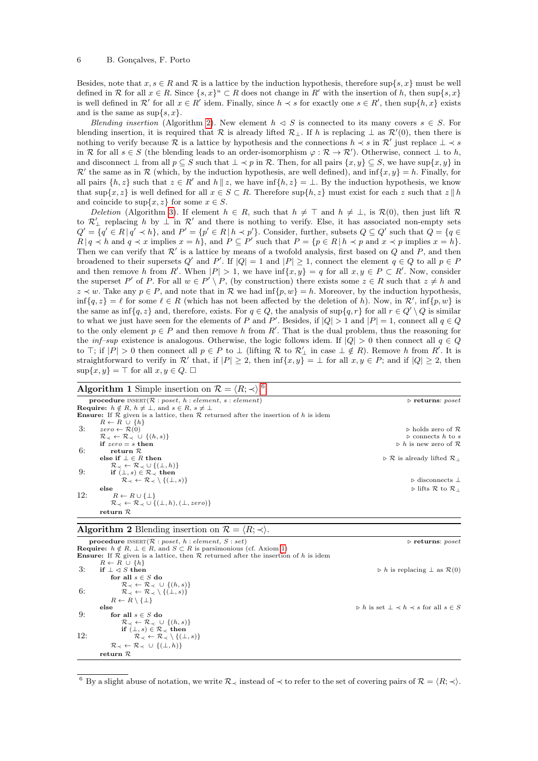Besides, note that $x, s \in R$ and $\mathcal{R}$ is a lattice by the induction hypothesis, therefore $\sup\{s, x\}$ must be well defined in $\mathcal{R}$ for all $x \in R$. Since $\{s, x\}^u \subset R$ does not change in $R'$ with the insertion of $h$, then $\sup\{s, x\}$ is well defined in $\mathcal{R}'$ for all $x \in R'$ idem. Finally, since $h \prec s$ for exactly one $s \in R'$, then $\sup\{h, x\}$ exists and is the same as $\sup\{s, x\}$.

*Blending insertion* (Algorithm 2). New element $h \lhd S$ is connected to its many covers $s \in S$. For blending insertion, it is required that $\mathcal{R}$ is already lifted $\mathcal{R}_\perp$. If $h$ is replacing $\perp$ as $\mathcal{R}'(0)$, then there is nothing to verify because $\mathcal{R}$ is a lattice by hypothesis and the connections $h \prec s$ in $\mathcal{R}'$ just replace $\perp \prec s$ in $\mathcal{R}$ for all $s \in S$ (the blending leads to an order-isomorphism $\varphi : \mathcal{R} \to \mathcal{R}'$). Otherwise, connect $\perp$ to $h$, and disconnect $\perp$ from all $p \subseteq S$ such that $\perp \prec p$ in $\mathcal{R}$. Then, for all pairs $\{x, y\} \subseteq S$, we have $\sup\{x, y\}$ in $\mathcal{R}'$ the same as in $\mathcal{R}$ (which, by the induction hypothesis, are well defined), and $\inf\{x, y\} = h$. Finally, for all pairs $\{h, z\}$ such that $z \in R'$ and $h \parallel z$, we have $\inf\{h, z\} = \perp$. By the induction hypothesis, we know that $\sup\{x, z\}$ is well defined for all $x \in S \subset R$. Therefore $\sup\{h, z\}$ must exist for each $z$ such that $z \parallel h$ and coincide to $\sup\{x, z\}$ for some $x \in S$.

*Deletion* (Algorithm 3). If element $h \in R$, such that $h \neq \top$ and $h \neq \perp$, is $\mathcal{R}(0)$, then just lift $\mathcal{R}$ to $\mathcal{R}'_\perp$ replacing $h$ by $\perp$ in $\mathcal{R}'$ and there is nothing to verify. Else, it has associated non-empty sets $Q' = \{q' \in R \,|\, q' \prec h\}$, and $P' = \{p' \in R \,|\, h \prec p'\}$. Consider, further, subsets $Q \subseteq Q'$ such that $Q = \{q \in R \,|\, q \prec h$ and $q \prec x$ implies $x = h\}$, and $P \subseteq P'$ such that $P = \{p \in R \,|\, h \prec p$ and $x \prec p$ implies $x = h\}$. Then we can verify that $\mathcal{R}'$ is a lattice by means of a twofold analysis, first based on $Q$ and $P$, and then broadened to their supersets $Q'$ and $P'$. If $|Q| = 1$ and $|P| \geq 1$, connect the element $q \in Q$ to all $p \in P$ and then remove $h$ from $R'$. When $|P| > 1$, we have $\inf\{x, y\} = q$ for all $x, y \in P \subset R'$. Now, consider the superset $P'$ of $P$. For all $w \in P' \setminus P$, (by construction) there exists some $z \in R$ such that $z \neq h$ and $z \prec w$. Take any $p \in P$, and note that in $\mathcal{R}$ we had $\inf\{p, w\} = h$. Moreover, by the induction hypothesis, $\inf\{q, z\} = \ell$ for some $\ell \in R$ (which has not been affected by the deletion of $h$). Now, in $\mathcal{R}'$, $\inf\{p, w\}$ is the same as $\inf\{q, z\}$ and, therefore, exists. For $q \in Q$, the analysis of $\sup\{q, r\}$ for all $r \in Q' \setminus Q$ is similar to what we just have seen for the elements of $P$ and $P'$. Besides, if $|Q| > 1$ and $|P| = 1$, connect all $q \in Q$ to the only element $p \in P$ and then remove $h$ from $R'$. That is the dual problem, thus the reasoning for the *inf–sup* existence is analogous. Otherwise, the logic follows idem. If $|Q| > 0$ then connect all $q \in Q$ to $\top$; if $|P| > 0$ then connect all $p \in P$ to $\perp$ (lifting $\mathcal{R}$ to $\mathcal{R}'_\perp$ in case $\perp \notin R$). Remove $h$ from $R'$. It is straightforward to verify in $\mathcal{R}'$ that, if $|P| \geq 2$, then $\inf\{x, y\} = \perp$ for all $x, y \in P$; and if $|Q| \geq 2$, then $\sup\{x, y\} = \top$ for all $x, y \in Q$. $\square$

**Algorithm 1** Simple insertion on $\mathcal{R} = \langle R; \prec \rangle$.[6]

```
    procedure INSERT(R : poset, h : element, s : element)          ▷ returns: poset
    Require: h ∉ R, h ≠ ⊥, and s ∈ R, s ≠ ⊥
    Ensure: If R given is a lattice, then R returned after the insertion of h is idem
        R ← R ∪ {h}
 3:     zero ← R(0)                                                ▷ holds zero of R
        R≺ ← R≺ ∪ {(h, s)}                                         ▷ connects h to s
        if zero = s then                                           ▷ h is new zero of R
 6:         return R
        else if ⊥ ∈ R then                                         ▷ R is already lifted R⊥
            R≺ ← R≺ ∪ {(⊥, h)}
 9:         if (⊥, s) ∈ R≺ then
                R≺ ← R≺ \ {(⊥, s)}                                 ▷ disconnects ⊥
        else                                                       ▷ lifts R to R⊥
12:         R ← R ∪ {⊥}
            R≺ ← R≺ ∪ {(⊥, h), (⊥, zero)}
        return R
```

**Algorithm 2** Blending insertion on $\mathcal{R} = \langle R; \prec \rangle$.

```
    procedure INSERT(R : poset, h : element, S : set)              ▷ returns: poset
    Require: h ∉ R, ⊥ ∈ R, and S ⊂ R is parsimonious (cf. Axiom 1)
    Ensure: If R given is a lattice, then R returned after the insertion of h is idem
        R ← R ∪ {h}
 3:     if ⊥ ⊲ S then                                              ▷ h is replacing ⊥ as R(0)
            for all s ∈ S do
                R≺ ← R≺ ∪ {(h, s)}
 6:             R≺ ← R≺ \ {(⊥, s)}
            R ← R \ {⊥}
        else                                                       ▷ h is set ⊥ ≺ h ≺ s for all s ∈ S
 9:         for all s ∈ S do
                R≺ ← R≺ ∪ {(h, s)}
                if (⊥, s) ∈ R≺ then
12:                 R≺ ← R≺ \ {(⊥, s)}
            R≺ ← R≺ ∪ {(⊥, h)}
        return R
```

[6] By a slight abuse of notation, we write $\mathcal{R}_\prec$ instead of $\prec$ to refer to the set of covering pairs of $\mathcal{R} = \langle R; \prec \rangle$.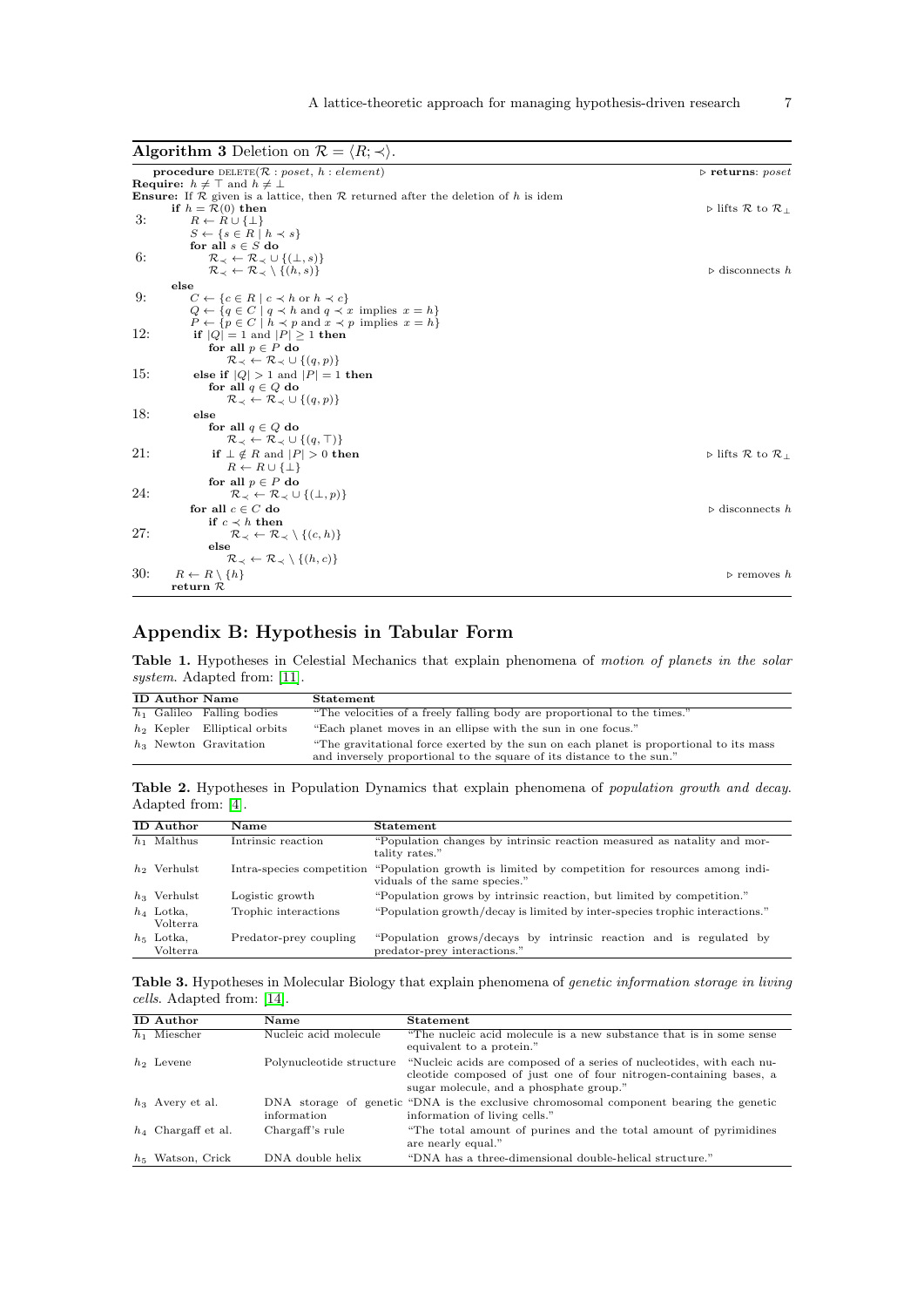**Algorithm 3** Deletion on $\mathcal{R} = \langle R; \prec \rangle$.

```
    procedure DELETE(R : poset, h : element)                                ▷ returns: poset
Require: h ≠ ⊤ and h ≠ ⊥
Ensure: If R given is a lattice, then R returned after the deletion of h is idem
        if h = R(0) then                                                    ▷ lifts R to R_⊥
 3:         R ← R ∪ {⊥}
            S ← {s ∈ R | h ≺ s}
            for all s ∈ S do
 6:             R_≺ ← R_≺ ∪ {(⊥, s)}
                R_≺ ← R_≺ \ {(h, s)}                                        ▷ disconnects h
        else
 9:         C ← {c ∈ R | c ≺ h or h ≺ c}
            Q ← {q ∈ C | q ≺ h and q ≺ x implies x = h}
            P ← {p ∈ C | h ≺ p and x ≺ p implies x = h}
12:         if |Q| = 1 and |P| ≥ 1 then
                for all p ∈ P do
                    R_≺ ← R_≺ ∪ {(q, p)}
15:         else if |Q| > 1 and |P| = 1 then
                for all q ∈ Q do
                    R_≺ ← R_≺ ∪ {(q, p)}
18:         else
                for all q ∈ Q do
                    R_≺ ← R_≺ ∪ {(q, ⊤)}
21:             if ⊥ ∉ R and |P| > 0 then                                   ▷ lifts R to R_⊥
                    R ← R ∪ {⊥}
                for all p ∈ P do
24:                 R_≺ ← R_≺ ∪ {(⊥, p)}
            for all c ∈ C do                                                ▷ disconnects h
                if c ≺ h then
27:                 R_≺ ← R_≺ \ {(c, h)}
                else
                    R_≺ ← R_≺ \ {(h, c)}
30:     R ← R \ {h}                                                         ▷ removes h
        return R
```

## Appendix B: Hypothesis in Tabular Form

**Table 1.** Hypotheses in Celestial Mechanics that explain phenomena of *motion of planets in the solar system*. Adapted from: [11].

| ID | Author | Name | Statement |
|---|---|---|---|
| $h_1$ | Galileo | Falling bodies | "The velocities of a freely falling body are proportional to the times." |
| $h_2$ | Kepler | Elliptical orbits | "Each planet moves in an ellipse with the sun in one focus." |
| $h_3$ | Newton | Gravitation | "The gravitational force exerted by the sun on each planet is proportional to its mass and inversely proportional to the square of its distance to the sun." |

**Table 2.** Hypotheses in Population Dynamics that explain phenomena of *population growth and decay*. Adapted from: [4].

| ID | Author | Name | Statement |
|---|---|---|---|
| $h_1$ | Malthus | Intrinsic reaction | "Population changes by intrinsic reaction measured as natality and mortality rates." |
| $h_2$ | Verhulst | Intra-species competition | "Population growth is limited by competition for resources among individuals of the same species." |
| $h_3$ | Verhulst | Logistic growth | "Population grows by intrinsic reaction, but limited by competition." |
| $h_4$ | Lotka, Volterra | Trophic interactions | "Population growth/decay is limited by inter-species trophic interactions." |
| $h_5$ | Lotka, Volterra | Predator-prey coupling | "Population grows/decays by intrinsic reaction and is regulated by predator-prey interactions." |

**Table 3.** Hypotheses in Molecular Biology that explain phenomena of *genetic information storage in living cells*. Adapted from: [14].

| ID | Author | Name | Statement |
|---|---|---|---|
| $h_1$ | Miescher | Nucleic acid molecule | "The nucleic acid molecule is a new substance that is in some sense equivalent to a protein." |
| $h_2$ | Levene | Polynucleotide structure | "Nucleic acids are composed of a series of nucleotides, with each nucleotide composed of just one of four nitrogen-containing bases, a sugar molecule, and a phosphate group." |
| $h_3$ | Avery et al. | DNA storage of genetic information | "DNA is the exclusive chromosomal component bearing the genetic information of living cells." |
| $h_4$ | Chargaff et al. | Chargaff's rule | "The total amount of purines and the total amount of pyrimidines are nearly equal." |
| $h_5$ | Watson, Crick | DNA double helix | "DNA has a three-dimensional double-helical structure." |